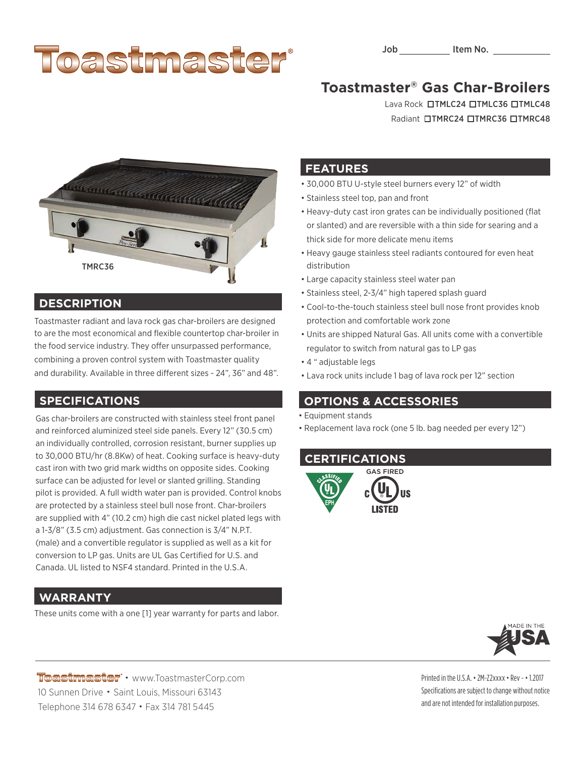Job ___________ Item No. ___________

# Toastmaster

## Toastmaster® Gas Char-Broilers

Lava Rock ☐TMLC24 ☐TMLC36 ☐TMLC48

Radiant ☐TMRC24 ☐TMRC36 ☐TMRC48

TMRC36

## DESCRIPTION

Toastmaster radiant and lava rock gas char-broilers are designed to are the most economical and flexible countertop char-broiler in the food service industry. They offer unsurpassed performance, combining a proven control system with Toastmaster quality and durability. Available in three different sizes - 24", 36" and 48".

## SPECIFICATIONS

Gas char-broilers are constructed with stainless steel front panel and reinforced aluminized steel side panels. Every 12" (30.5 cm) an individually controlled, corrosion resistant, burner supplies up to 30,000 BTU/hr (8.8Kw) of heat. Cooking surface is heavy-duty cast iron with two grid mark widths on opposite sides. Cooking surface can be adjusted for level or slanted grilling. Standing pilot is provided. A full width water pan is provided. Control knobs are protected by a stainless steel bull nose front. Char-broilers are supplied with 4" (10.2 cm) high die cast nickel plated legs with a 1-3/8" (3.5 cm) adjustment. Gas connection is 3/4" N.P.T. (male) and a convertible regulator is supplied as well as a kit for conversion to LP gas. Units are UL Gas Certified for U.S. and Canada. UL listed to NSF4 standard. Printed in the U.S.A.

## WARRANTY

These units come with a one [1] year warranty for parts and labor.

## FEATURES

- 30,000 BTU U-style steel burners every 12" of width
- Stainless steel top, pan and front
- Heavy-duty cast iron grates can be individually positioned (flat or slanted) and are reversible with a thin side for searing and a thick side for more delicate menu items
- Heavy gauge stainless steel radiants contoured for even heat distribution
- Large capacity stainless steel water pan
- Stainless steel, 2-3/4" high tapered splash guard
- Cool-to-the-touch stainless steel bull nose front provides knob protection and comfortable work zone
- Units are shipped Natural Gas. All units come with a convertible regulator to switch from natural gas to LP gas
- 4 " adjustable legs
- Lava rock units include 1 bag of lava rock per 12" section

## OPTIONS & ACCESSORIES

- Equipment stands
- Replacement lava rock (one 5 lb. bag needed per every 12")

## CERTIFICATIONS

CLASSIFIED UL EPH

GAS FIRED c UL us LISTED

MADE IN THE USA

Toastmaster • www.ToastmasterCorp.com
10 Sunnen Drive • Saint Louis, Missouri 63143
Telephone 314 678 6347 • Fax 314 781 5445

Printed in the U.S.A. • 2M-Z2xxxx • Rev - • 1.2017
Specifications are subject to change without notice and are not intended for installation purposes.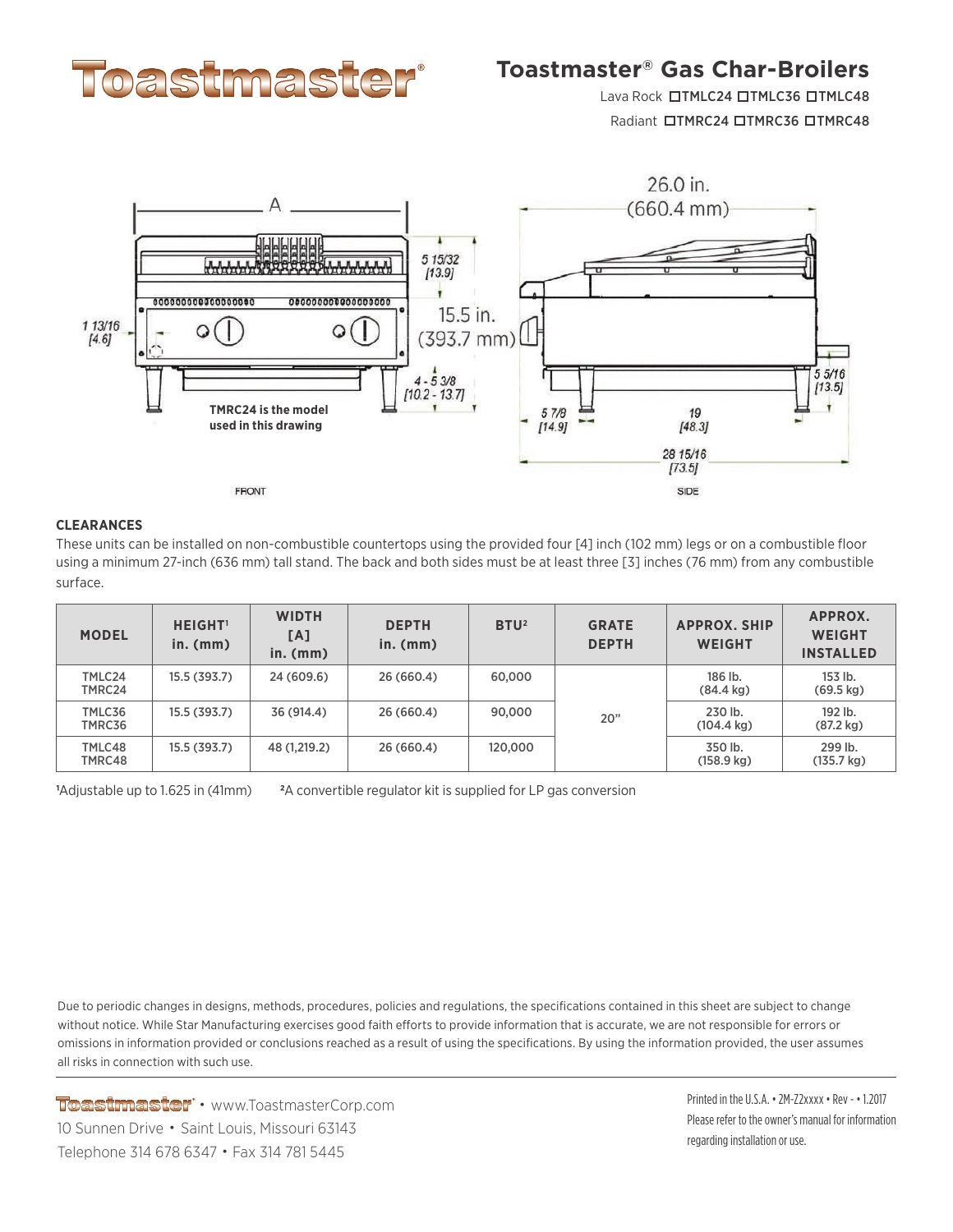# Toastmaster® Gas Char-Broilers

Lava Rock ☐TMLC24 ☐TMLC36 ☐TMLC48

Radiant ☐TMRC24 ☐TMRC36 ☐TMRC48

A

5 15/32
[13.9]

15.5 in.
(393.7 mm)

1 13/16
[4.6]

4 - 5 3/8
[10.2 - 13.7]

TMRC24 is the model used in this drawing

FRONT

26.0 in.
(660.4 mm)

5 5/16
[13.5]

5 7/8
[14.9]

19
[48.3]

28 15/16
[73.5]

SIDE

### CLEARANCES

These units can be installed on non-combustible countertops using the provided four [4] inch (102 mm) legs or on a combustible floor using a minimum 27-inch (636 mm) tall stand. The back and both sides must be at least three [3] inches (76 mm) from any combustible surface.

| MODEL | HEIGHT[1] in. (mm) | WIDTH [A] in. (mm) | DEPTH in. (mm) | BTU[2] | GRATE DEPTH | APPROX. SHIP WEIGHT | APPROX. WEIGHT INSTALLED |
|---|---|---|---|---|---|---|---|
| TMLC24 TMRC24 | 15.5 (393.7) | 24 (609.6) | 26 (660.4) | 60,000 | 20" | 186 lb. (84.4 kg) | 153 lb. (69.5 kg) |
| TMLC36 TMRC36 | 15.5 (393.7) | 36 (914.4) | 26 (660.4) | 90,000 | | 230 lb. (104.4 kg) | 192 lb. (87.2 kg) |
| TMLC48 TMRC48 | 15.5 (393.7) | 48 (1,219.2) | 26 (660.4) | 120,000 | | 350 lb. (158.9 kg) | 299 lb. (135.7 kg) |

[1]Adjustable up to 1.625 in (41mm) [2]A convertible regulator kit is supplied for LP gas conversion

Due to periodic changes in designs, methods, procedures, policies and regulations, the specifications contained in this sheet are subject to change without notice. While Star Manufacturing exercises good faith efforts to provide information that is accurate, we are not responsible for errors or omissions in information provided or conclusions reached as a result of using the specifications. By using the information provided, the user assumes all risks in connection with such use.

Toastmaster® • www.ToastmasterCorp.com
10 Sunnen Drive • Saint Louis, Missouri 63143
Telephone 314 678 6347 • Fax 314 781 5445

Printed in the U.S.A. • 2M-Z2xxxx • Rev - • 1.2017
Please refer to the owner's manual for information regarding installation or use.